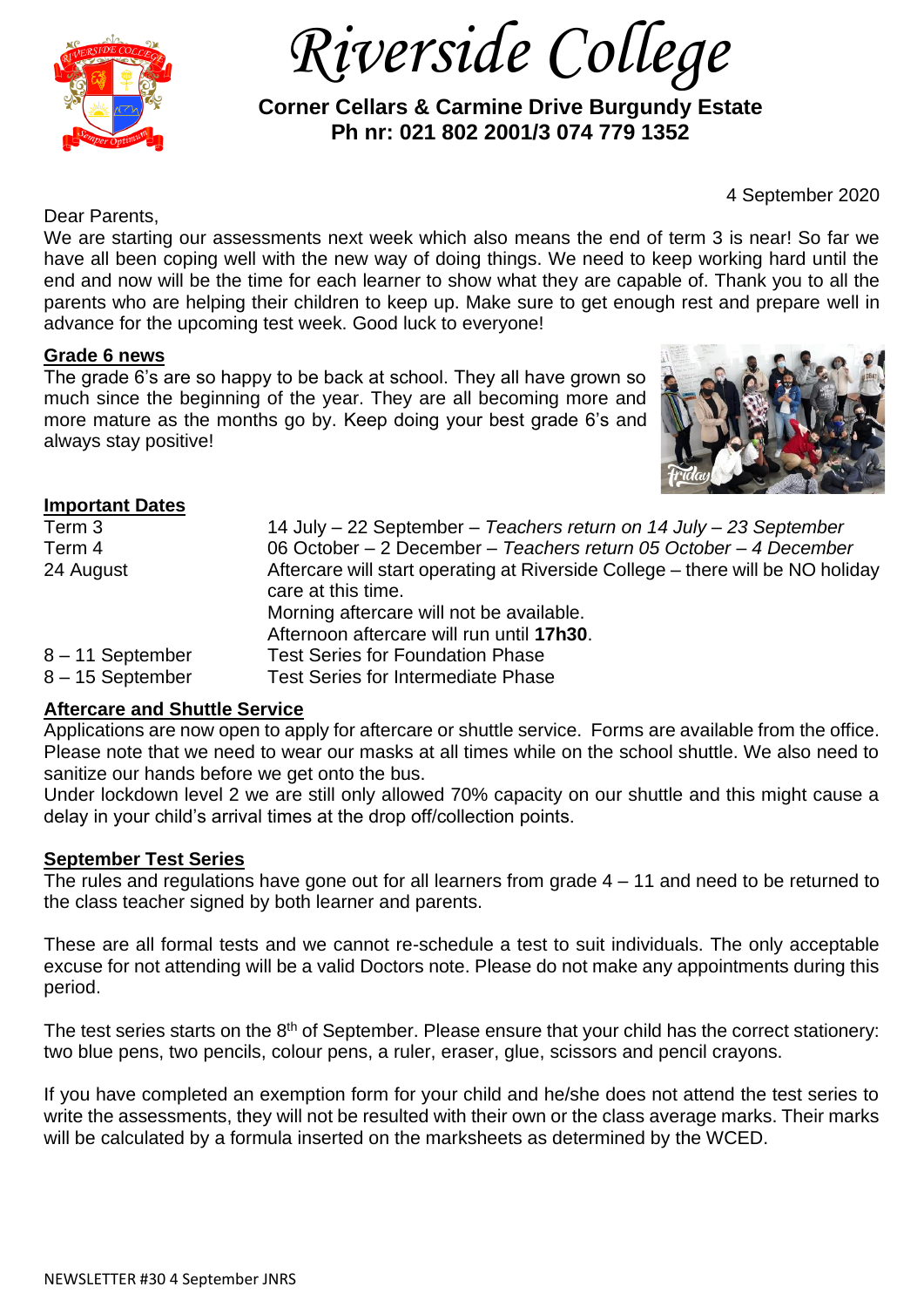# Riverside College

**Corner Cellars & Carmine Drive Burgundy Estate**
**Ph nr: 021 802 2001/3 074 779 1352**

4 September 2020

Dear Parents,

We are starting our assessments next week which also means the end of term 3 is near! So far we have all been coping well with the new way of doing things. We need to keep working hard until the end and now will be the time for each learner to show what they are capable of. Thank you to all the parents who are helping their children to keep up. Make sure to get enough rest and prepare well in advance for the upcoming test week. Good luck to everyone!

## Grade 6 news

The grade 6's are so happy to be back at school. They all have grown so much since the beginning of the year. They are all becoming more and more mature as the months go by. Keep doing your best grade 6's and always stay positive!

## Important Dates

| | |
|---|---|
| Term 3 | 14 July – 22 September – *Teachers return on 14 July – 23 September* |
| Term 4 | 06 October – 2 December – *Teachers return 05 October – 4 December* |
| 24 August | Aftercare will start operating at Riverside College – there will be NO holiday care at this time. Morning aftercare will not be available. Afternoon aftercare will run until **17h30**. |
| 8 – 11 September | Test Series for Foundation Phase |
| 8 – 15 September | Test Series for Intermediate Phase |

## Aftercare and Shuttle Service

Applications are now open to apply for aftercare or shuttle service. Forms are available from the office. Please note that we need to wear our masks at all times while on the school shuttle. We also need to sanitize our hands before we get onto the bus.

Under lockdown level 2 we are still only allowed 70% capacity on our shuttle and this might cause a delay in your child's arrival times at the drop off/collection points.

## September Test Series

The rules and regulations have gone out for all learners from grade 4 – 11 and need to be returned to the class teacher signed by both learner and parents.

These are all formal tests and we cannot re-schedule a test to suit individuals. The only acceptable excuse for not attending will be a valid Doctors note. Please do not make any appointments during this period.

The test series starts on the 8th of September. Please ensure that your child has the correct stationery: two blue pens, two pencils, colour pens, a ruler, eraser, glue, scissors and pencil crayons.

If you have completed an exemption form for your child and he/she does not attend the test series to write the assessments, they will not be resulted with their own or the class average marks. Their marks will be calculated by a formula inserted on the marksheets as determined by the WCED.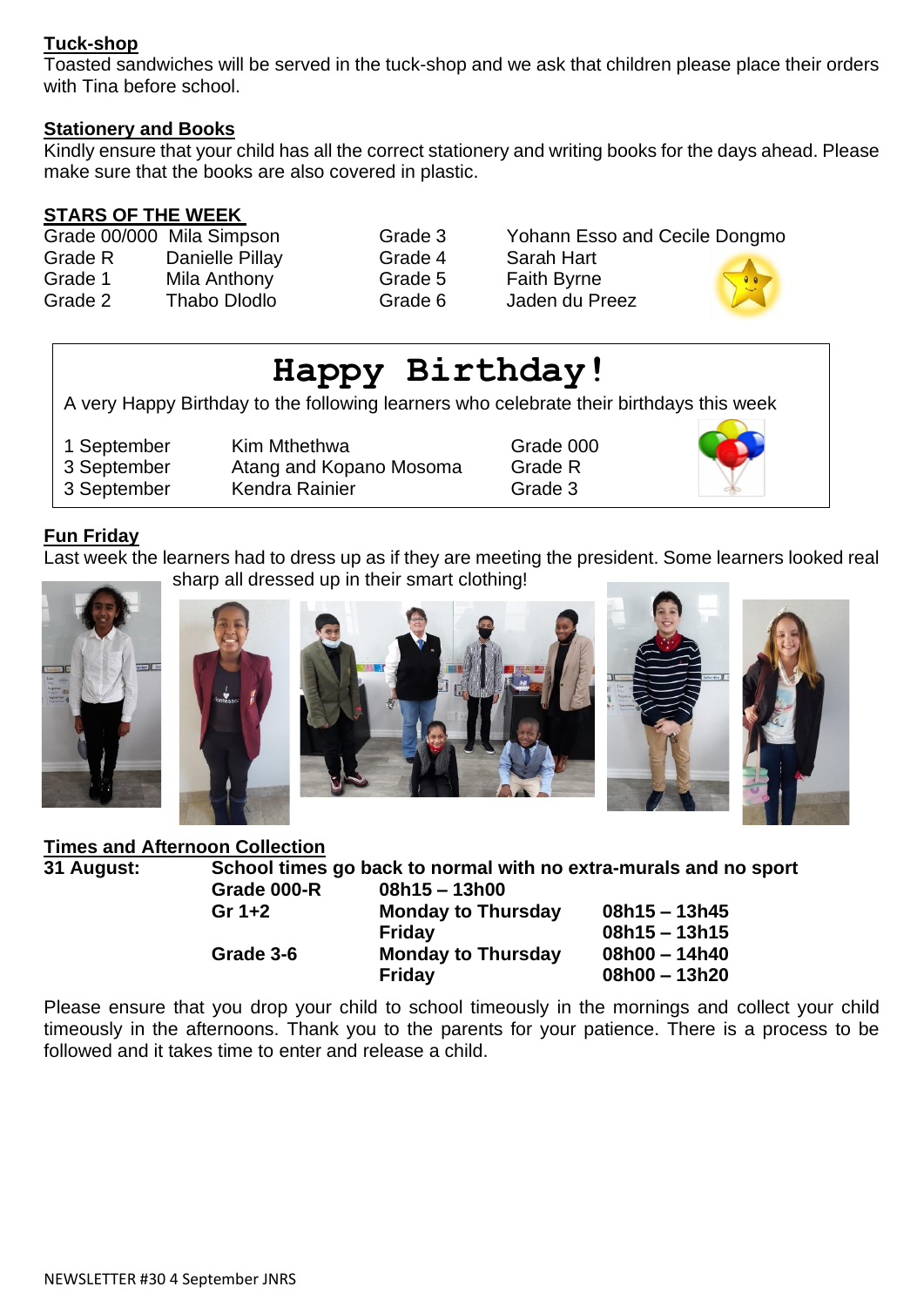## Tuck-shop

Toasted sandwiches will be served in the tuck-shop and we ask that children please place their orders with Tina before school.

## Stationery and Books

Kindly ensure that your child has all the correct stationery and writing books for the days ahead. Please make sure that the books are also covered in plastic.

## STARS OF THE WEEK

| | | | |
|---|---|---|---|
| Grade 00/000 | Mila Simpson | Grade 3 | Yohann Esso and Cecile Dongmo |
| Grade R | Danielle Pillay | Grade 4 | Sarah Hart |
| Grade 1 | Mila Anthony | Grade 5 | Faith Byrne |
| Grade 2 | Thabo Dlodlo | Grade 6 | Jaden du Preez |

# Happy Birthday!

A very Happy Birthday to the following learners who celebrate their birthdays this week

| | | |
|---|---|---|
| 1 September | Kim Mthethwa | Grade 000 |
| 3 September | Atang and Kopano Mosoma | Grade R |
| 3 September | Kendra Rainier | Grade 3 |

## Fun Friday

Last week the learners had to dress up as if they are meeting the president. Some learners looked real sharp all dressed up in their smart clothing!

## Times and Afternoon Collection

**31 August:** **School times go back to normal with no extra-murals and no sport**

| | | |
|---|---|---|
| **Grade 000-R** | **08h15 – 13h00** | |
| **Gr 1+2** | **Monday to Thursday** | **08h15 – 13h45** |
| | **Friday** | **08h15 – 13h15** |
| **Grade 3-6** | **Monday to Thursday** | **08h00 – 14h40** |
| | **Friday** | **08h00 – 13h20** |

Please ensure that you drop your child to school timeously in the mornings and collect your child timeously in the afternoons. Thank you to the parents for your patience. There is a process to be followed and it takes time to enter and release a child.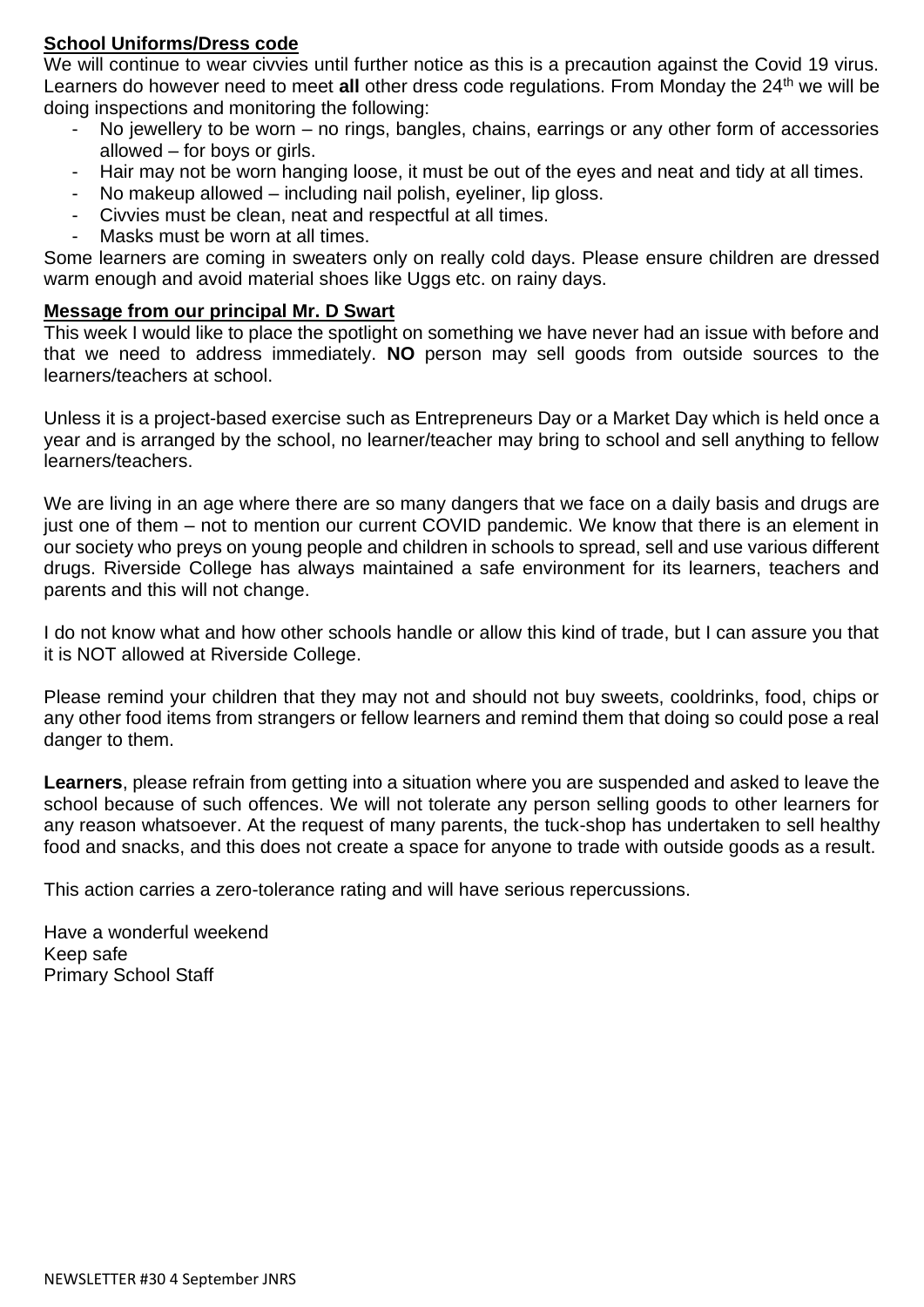**School Uniforms/Dress code**

We will continue to wear civvies until further notice as this is a precaution against the Covid 19 virus. Learners do however need to meet **all** other dress code regulations. From Monday the 24th we will be doing inspections and monitoring the following:

- No jewellery to be worn – no rings, bangles, chains, earrings or any other form of accessories allowed – for boys or girls.
- Hair may not be worn hanging loose, it must be out of the eyes and neat and tidy at all times.
- No makeup allowed – including nail polish, eyeliner, lip gloss.
- Civvies must be clean, neat and respectful at all times.
- Masks must be worn at all times.

Some learners are coming in sweaters only on really cold days. Please ensure children are dressed warm enough and avoid material shoes like Uggs etc. on rainy days.

**Message from our principal Mr. D Swart**

This week I would like to place the spotlight on something we have never had an issue with before and that we need to address immediately. **NO** person may sell goods from outside sources to the learners/teachers at school.

Unless it is a project-based exercise such as Entrepreneurs Day or a Market Day which is held once a year and is arranged by the school, no learner/teacher may bring to school and sell anything to fellow learners/teachers.

We are living in an age where there are so many dangers that we face on a daily basis and drugs are just one of them – not to mention our current COVID pandemic. We know that there is an element in our society who preys on young people and children in schools to spread, sell and use various different drugs. Riverside College has always maintained a safe environment for its learners, teachers and parents and this will not change.

I do not know what and how other schools handle or allow this kind of trade, but I can assure you that it is NOT allowed at Riverside College.

Please remind your children that they may not and should not buy sweets, cooldrinks, food, chips or any other food items from strangers or fellow learners and remind them that doing so could pose a real danger to them.

**Learners**, please refrain from getting into a situation where you are suspended and asked to leave the school because of such offences. We will not tolerate any person selling goods to other learners for any reason whatsoever. At the request of many parents, the tuck-shop has undertaken to sell healthy food and snacks, and this does not create a space for anyone to trade with outside goods as a result.

This action carries a zero-tolerance rating and will have serious repercussions.

Have a wonderful weekend
Keep safe
Primary School Staff